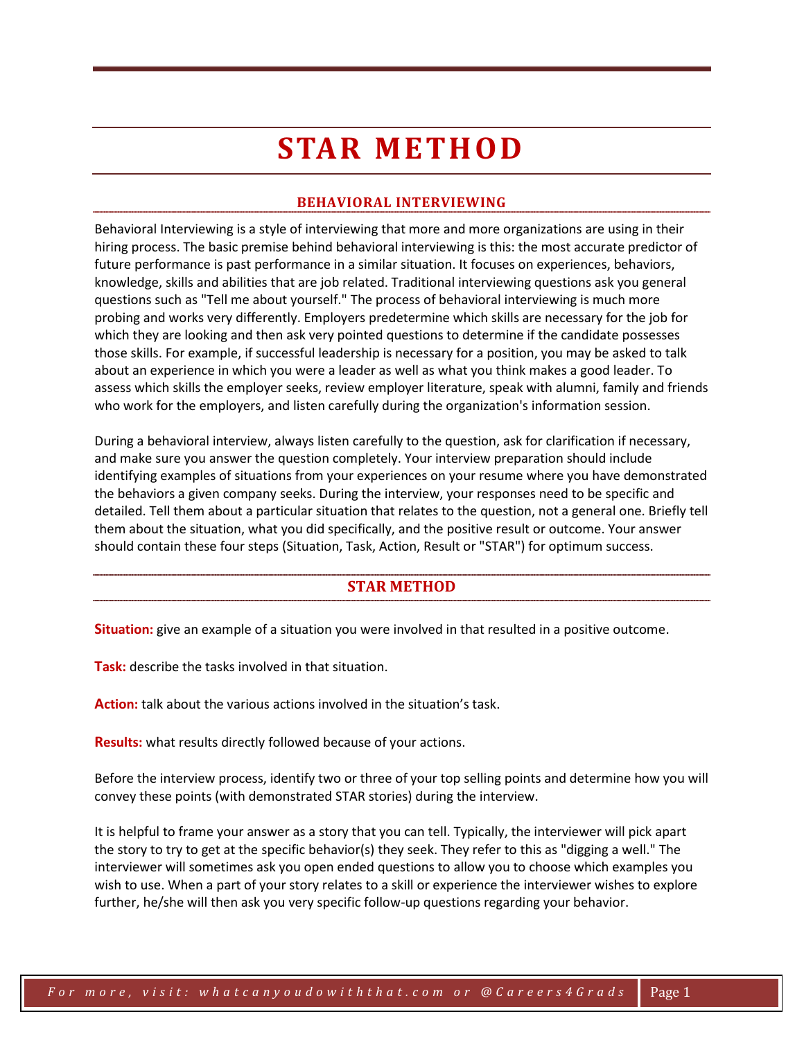# STAR METHOD

## BEHAVIORAL INTERVIEWING

Behavioral Interviewing is a style of interviewing that more and more organizations are using in their hiring process. The basic premise behind behavioral interviewing is this: the most accurate predictor of future performance is past performance in a similar situation. It focuses on experiences, behaviors, knowledge, skills and abilities that are job related. Traditional interviewing questions ask you general questions such as "Tell me about yourself." The process of behavioral interviewing is much more probing and works very differently. Employers predetermine which skills are necessary for the job for which they are looking and then ask very pointed questions to determine if the candidate possesses those skills. For example, if successful leadership is necessary for a position, you may be asked to talk about an experience in which you were a leader as well as what you think makes a good leader. To assess which skills the employer seeks, review employer literature, speak with alumni, family and friends who work for the employers, and listen carefully during the organization's information session.

During a behavioral interview, always listen carefully to the question, ask for clarification if necessary, and make sure you answer the question completely. Your interview preparation should include identifying examples of situations from your experiences on your resume where you have demonstrated the behaviors a given company seeks. During the interview, your responses need to be specific and detailed. Tell them about a particular situation that relates to the question, not a general one. Briefly tell them about the situation, what you did specifically, and the positive result or outcome. Your answer should contain these four steps (Situation, Task, Action, Result or "STAR") for optimum success.

## STAR METHOD

**Situation:** give an example of a situation you were involved in that resulted in a positive outcome.

**Task:** describe the tasks involved in that situation.

**Action:** talk about the various actions involved in the situation's task.

**Results:** what results directly followed because of your actions.

Before the interview process, identify two or three of your top selling points and determine how you will convey these points (with demonstrated STAR stories) during the interview.

It is helpful to frame your answer as a story that you can tell. Typically, the interviewer will pick apart the story to try to get at the specific behavior(s) they seek. They refer to this as "digging a well." The interviewer will sometimes ask you open ended questions to allow you to choose which examples you wish to use. When a part of your story relates to a skill or experience the interviewer wishes to explore further, he/she will then ask you very specific follow-up questions regarding your behavior.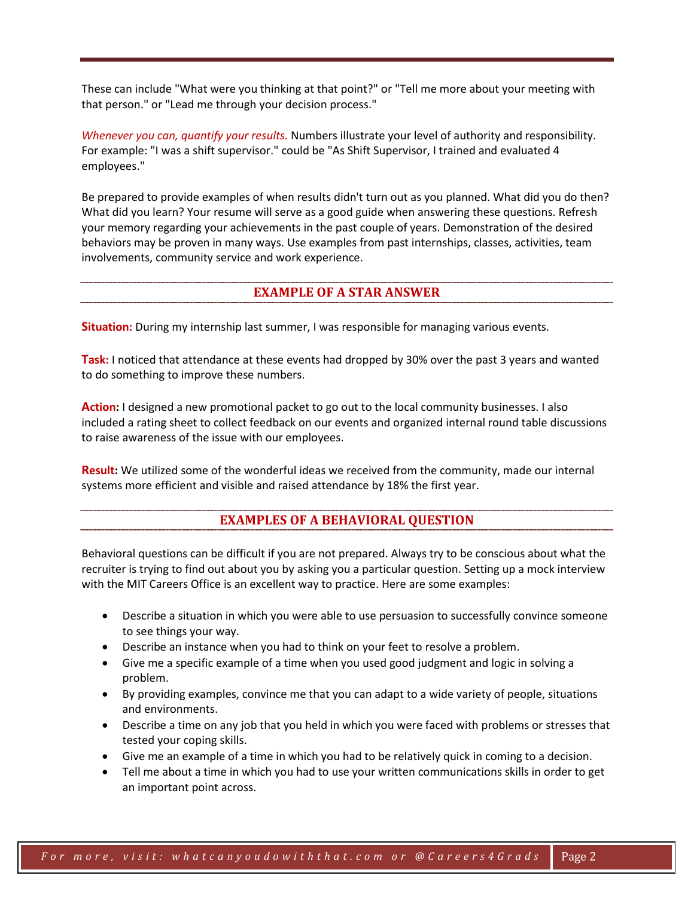These can include "What were you thinking at that point?" or "Tell me more about your meeting with that person." or "Lead me through your decision process."

*Whenever you can, quantify your results.* Numbers illustrate your level of authority and responsibility. For example: "I was a shift supervisor." could be "As Shift Supervisor, I trained and evaluated 4 employees."

Be prepared to provide examples of when results didn't turn out as you planned. What did you do then? What did you learn? Your resume will serve as a good guide when answering these questions. Refresh your memory regarding your achievements in the past couple of years. Demonstration of the desired behaviors may be proven in many ways. Use examples from past internships, classes, activities, team involvements, community service and work experience.

## EXAMPLE OF A STAR ANSWER

**Situation:** During my internship last summer, I was responsible for managing various events.

**Task:** I noticed that attendance at these events had dropped by 30% over the past 3 years and wanted to do something to improve these numbers.

**Action:** I designed a new promotional packet to go out to the local community businesses. I also included a rating sheet to collect feedback on our events and organized internal round table discussions to raise awareness of the issue with our employees.

**Result:** We utilized some of the wonderful ideas we received from the community, made our internal systems more efficient and visible and raised attendance by 18% the first year.

## EXAMPLES OF A BEHAVIORAL QUESTION

Behavioral questions can be difficult if you are not prepared. Always try to be conscious about what the recruiter is trying to find out about you by asking you a particular question. Setting up a mock interview with the MIT Careers Office is an excellent way to practice. Here are some examples:

- Describe a situation in which you were able to use persuasion to successfully convince someone to see things your way.
- Describe an instance when you had to think on your feet to resolve a problem.
- Give me a specific example of a time when you used good judgment and logic in solving a problem.
- By providing examples, convince me that you can adapt to a wide variety of people, situations and environments.
- Describe a time on any job that you held in which you were faced with problems or stresses that tested your coping skills.
- Give me an example of a time in which you had to be relatively quick in coming to a decision.
- Tell me about a time in which you had to use your written communications skills in order to get an important point across.

*For more, visit: whatcanyoudowiththat.com or @Careers4Grads*